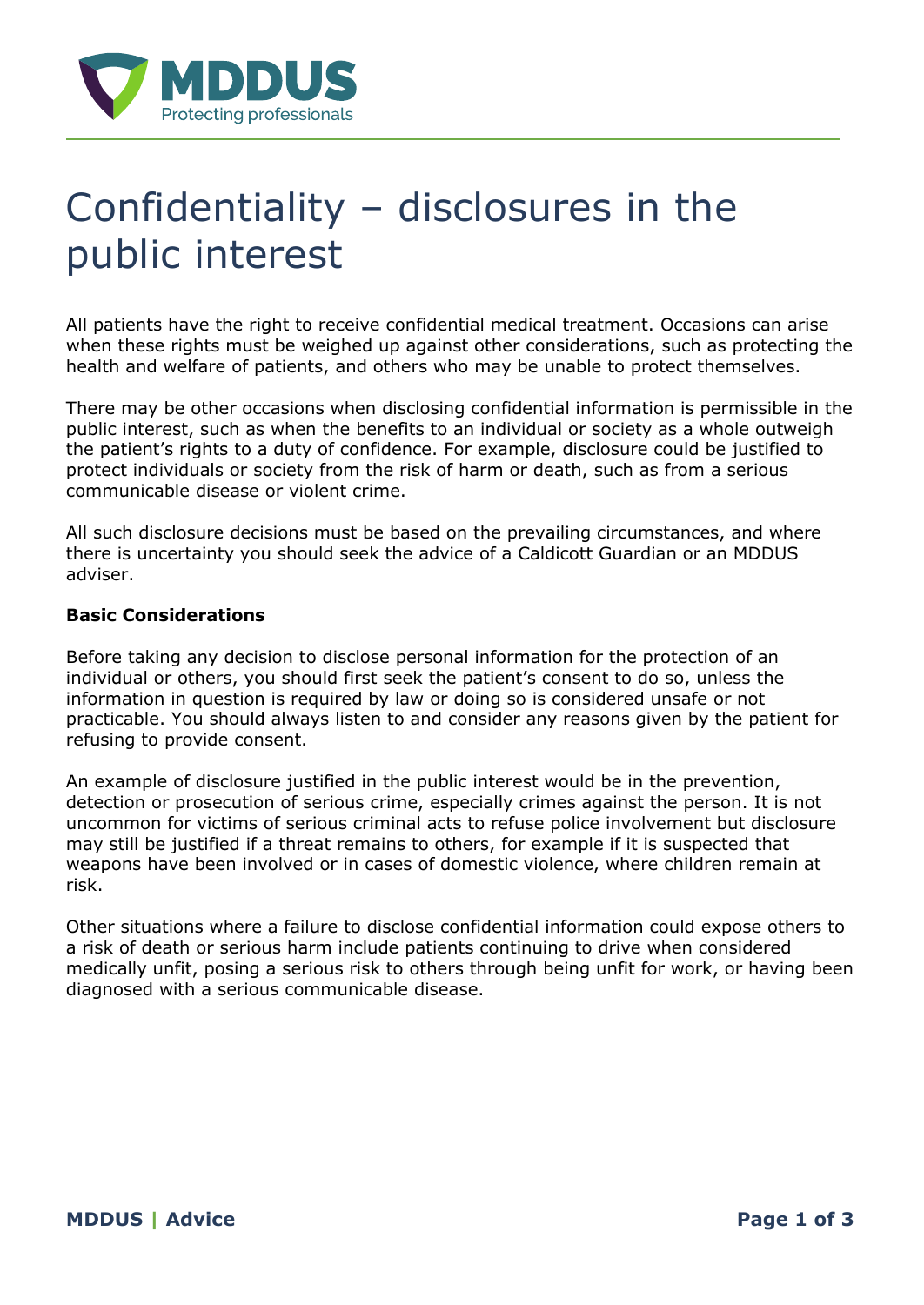# Confidentiality – disclosures in the public interest

All patients have the right to receive confidential medical treatment. Occasions can arise when these rights must be weighed up against other considerations, such as protecting the health and welfare of patients, and others who may be unable to protect themselves.

There may be other occasions when disclosing confidential information is permissible in the public interest, such as when the benefits to an individual or society as a whole outweigh the patient's rights to a duty of confidence. For example, disclosure could be justified to protect individuals or society from the risk of harm or death, such as from a serious communicable disease or violent crime.

All such disclosure decisions must be based on the prevailing circumstances, and where there is uncertainty you should seek the advice of a Caldicott Guardian or an MDDUS adviser.

**Basic Considerations**

Before taking any decision to disclose personal information for the protection of an individual or others, you should first seek the patient's consent to do so, unless the information in question is required by law or doing so is considered unsafe or not practicable. You should always listen to and consider any reasons given by the patient for refusing to provide consent.

An example of disclosure justified in the public interest would be in the prevention, detection or prosecution of serious crime, especially crimes against the person. It is not uncommon for victims of serious criminal acts to refuse police involvement but disclosure may still be justified if a threat remains to others, for example if it is suspected that weapons have been involved or in cases of domestic violence, where children remain at risk.

Other situations where a failure to disclose confidential information could expose others to a risk of death or serious harm include patients continuing to drive when considered medically unfit, posing a serious risk to others through being unfit for work, or having been diagnosed with a serious communicable disease.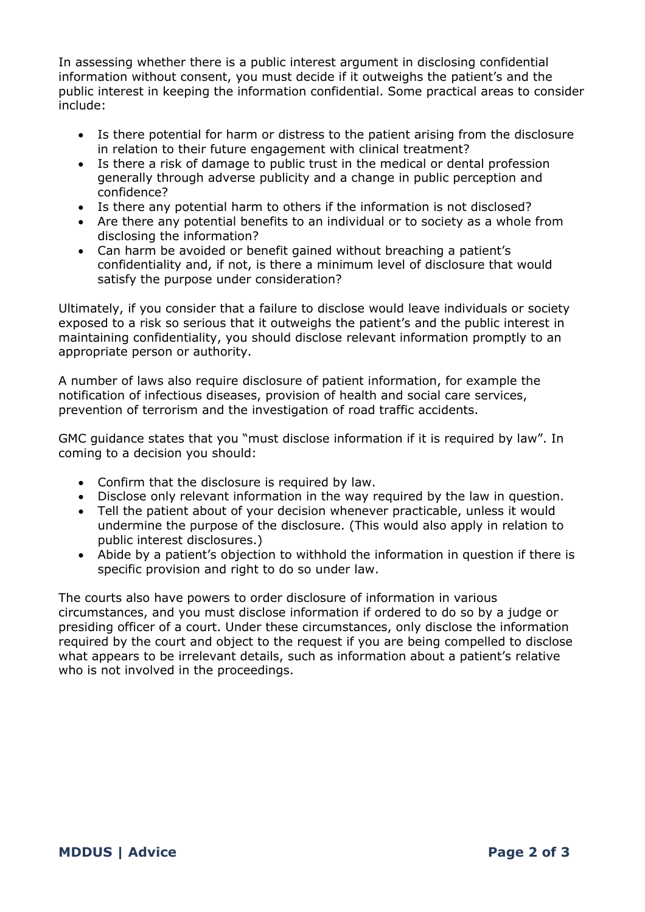In assessing whether there is a public interest argument in disclosing confidential information without consent, you must decide if it outweighs the patient's and the public interest in keeping the information confidential. Some practical areas to consider include:

- Is there potential for harm or distress to the patient arising from the disclosure in relation to their future engagement with clinical treatment?
- Is there a risk of damage to public trust in the medical or dental profession generally through adverse publicity and a change in public perception and confidence?
- Is there any potential harm to others if the information is not disclosed?
- Are there any potential benefits to an individual or to society as a whole from disclosing the information?
- Can harm be avoided or benefit gained without breaching a patient's confidentiality and, if not, is there a minimum level of disclosure that would satisfy the purpose under consideration?

Ultimately, if you consider that a failure to disclose would leave individuals or society exposed to a risk so serious that it outweighs the patient's and the public interest in maintaining confidentiality, you should disclose relevant information promptly to an appropriate person or authority.

A number of laws also require disclosure of patient information, for example the notification of infectious diseases, provision of health and social care services, prevention of terrorism and the investigation of road traffic accidents.

GMC guidance states that you "must disclose information if it is required by law". In coming to a decision you should:

- Confirm that the disclosure is required by law.
- Disclose only relevant information in the way required by the law in question.
- Tell the patient about of your decision whenever practicable, unless it would undermine the purpose of the disclosure. (This would also apply in relation to public interest disclosures.)
- Abide by a patient's objection to withhold the information in question if there is specific provision and right to do so under law.

The courts also have powers to order disclosure of information in various circumstances, and you must disclose information if ordered to do so by a judge or presiding officer of a court. Under these circumstances, only disclose the information required by the court and object to the request if you are being compelled to disclose what appears to be irrelevant details, such as information about a patient's relative who is not involved in the proceedings.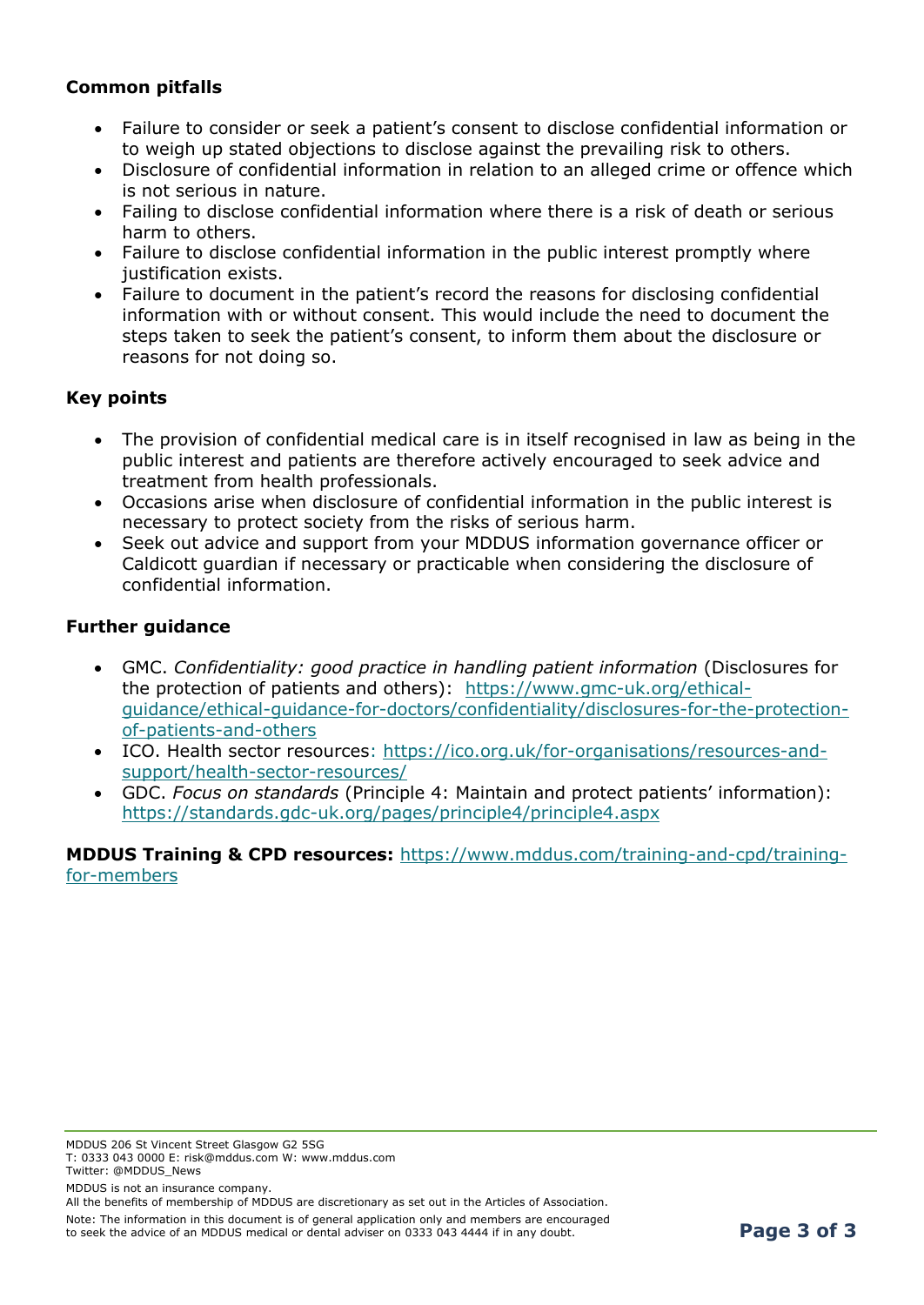**Common pitfalls**

- Failure to consider or seek a patient's consent to disclose confidential information or to weigh up stated objections to disclose against the prevailing risk to others.
- Disclosure of confidential information in relation to an alleged crime or offence which is not serious in nature.
- Failing to disclose confidential information where there is a risk of death or serious harm to others.
- Failure to disclose confidential information in the public interest promptly where justification exists.
- Failure to document in the patient's record the reasons for disclosing confidential information with or without consent. This would include the need to document the steps taken to seek the patient's consent, to inform them about the disclosure or reasons for not doing so.

**Key points**

- The provision of confidential medical care is in itself recognised in law as being in the public interest and patients are therefore actively encouraged to seek advice and treatment from health professionals.
- Occasions arise when disclosure of confidential information in the public interest is necessary to protect society from the risks of serious harm.
- Seek out advice and support from your MDDUS information governance officer or Caldicott guardian if necessary or practicable when considering the disclosure of confidential information.

**Further guidance**

- GMC. *Confidentiality: good practice in handling patient information* (Disclosures for the protection of patients and others): https://www.gmc-uk.org/ethical-guidance/ethical-guidance-for-doctors/confidentiality/disclosures-for-the-protection-of-patients-and-others
- ICO. Health sector resources: https://ico.org.uk/for-organisations/resources-and-support/health-sector-resources/
- GDC. *Focus on standards* (Principle 4: Maintain and protect patients' information): https://standards.gdc-uk.org/pages/principle4/principle4.aspx

**MDDUS Training & CPD resources:** https://www.mddus.com/training-and-cpd/training-for-members

MDDUS 206 St Vincent Street Glasgow G2 5SG
T: 0333 043 0000 E: risk@mddus.com W: www.mddus.com
Twitter: @MDDUS_News

MDDUS is not an insurance company.
All the benefits of membership of MDDUS are discretionary as set out in the Articles of Association.

Note: The information in this document is of general application only and members are encouraged to seek the advice of an MDDUS medical or dental adviser on 0333 043 4444 if in any doubt.